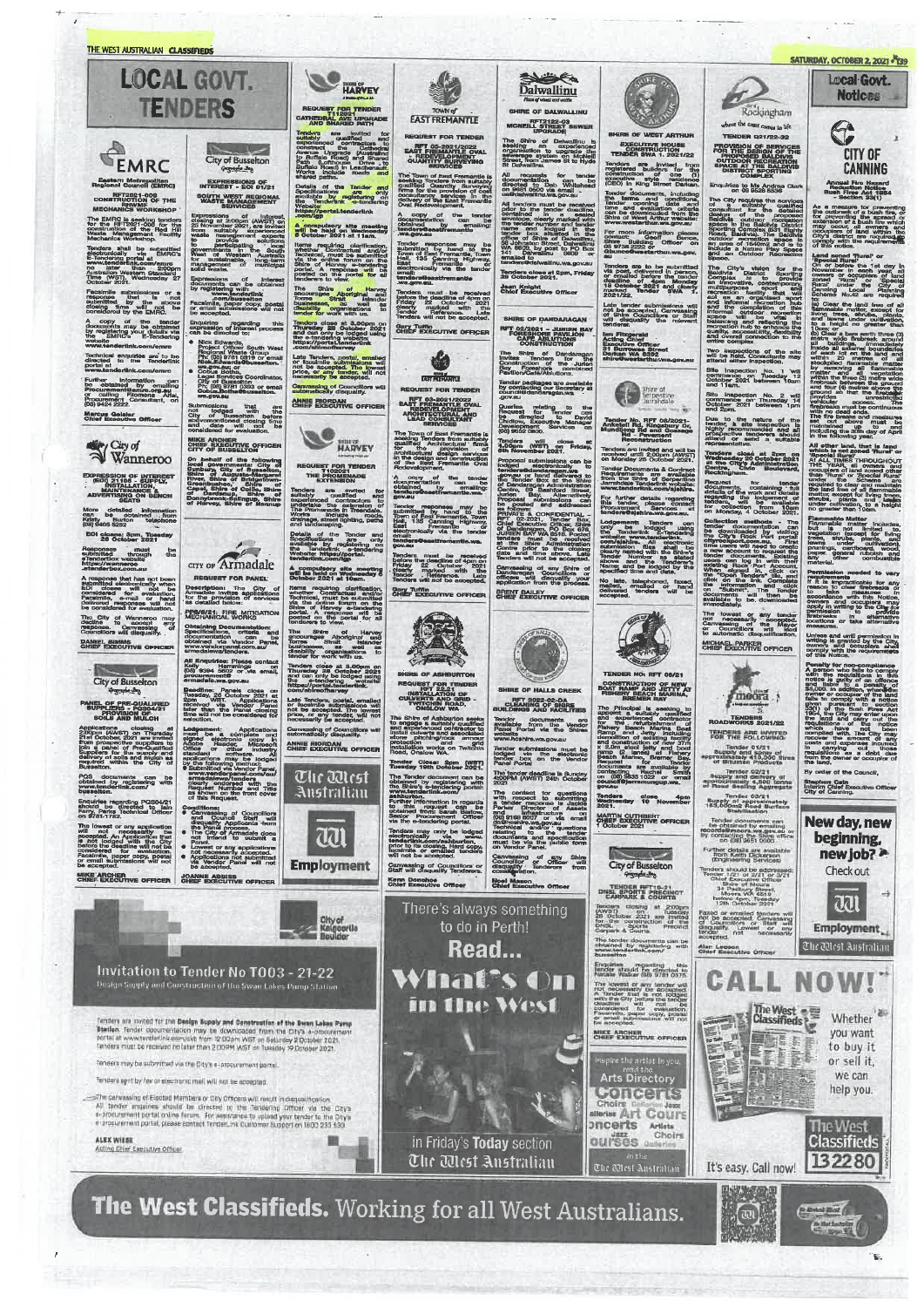# LOCAL GOVT. TENDERS

## EMRC

Eastern Metropolitan Regional Council (EMRC)

**RFT2021-006 CONSTRUCTION OF THE RED HILL MECHANICS WORKSHOP**

The EMRC is seeking tenders for the RFT2021-006 for the construction of the Red Hill Waste Management Facility Mechanics Workshop.

Tenders shall be submitted electronically via EMRC's E-tendering portal at www.tenderlink.com/emrc no later than 2:00pm Australian Western Standard Time (AWST), Wednesday 27 October 2021.

Facsimile submissions or a response that is not submitted by the above closing time will not be considered by the EMRC.

A copy of the tender documents may be obtained by registering your details via the EMRC's E-tendering website www.tenderlink.com/emrc

Technical enquiries are to be directed to the Tenderlink portal at www.tenderlink.com/emrc

Further information can be obtained by emailing Procurement@emrc.org.au or calling Filomena Alai, Procurement Consultant, on (08) 9424 2222.

**Marcus Geisler**
Chief Executive Officer

## City of Busselton

**EXPRESSIONS OF INTEREST - EOI 01/21**

**SOUTH WEST REGIONAL WASTE MANAGEMENT SERVICES**

Expressions of Interest, closing at 2:00pm (AWST) on 22 November 2021, are invited from suitably experienced waste management experts to provide solutions to participating local governments in the South West of Western Australia for sustainable, long-term management of municipal solid waste.

Expressions of Interest documents can be obtained by registering with www.tenderlink.com/busselton

Facsimile, paper copy, postal or email submissions will not be accepted.

Enquiries regarding this expression of interest process can be directed to:

- Nick Edwards, Project Officer South West Regional Waste Group. Ph: (08) 9781 0819 or email Nick.Edwards@busselton.wa.gov.au
- Tahlia Bolas, Legal Services Coordinator, City of Busselton. Ph: (08) 9781 0303 or email Dubus.Bolas@busselton.wa.gov.au

Submissions that are not lodged with the City of Busselton before the aforementioned closing time and date will not be considered for evaluation.

**MIKE ARCHER**
CHIEF EXECUTIVE OFFICER
CITY OF BUSSELTON

## City of Wanneroo

**EXPRESSION OF INTEREST (EOI) 21166 - SUPPLY, INSTALLATION, MAINTENANCE & ADVERTISING ON BENCH SEATS**

More detailed information can be obtained from Tenderlink or by telephone (08) 9405 5292

**EOI closes: 2pm, Tuesday 26 October 2021**

Responses must be submitted through the e-tenderlink website https://wanneroo.etenderbox.com.au

A response that has not been submitted electronically when EOI closes will not be considered for evaluation. Facsimile, e-mail or hand delivered responses will not be considered for evaluation.

The City of Wanneroo may decline to accept any response. Canvassing of Councillors will disqualify.

**DANIEL SIMMS**
CHIEF EXECUTIVE OFFICER

## City of Busselton

**PANEL OF PRE-QUALIFIED SUPPLIERS - PQS04/21 PROVISION OF SOILS AND MULCH**

Applications closing at 2:00pm (AWST) on Thursday 21st October, 2021 are invited from prospective suppliers to join a panel of Pre-Qualified Suppliers for the supply and delivery of soils and mulch as required within the City of Busselton.

PQS documents can be obtained by registering with www.tenderlink.com/busselton

Enquiries regarding PQS04/21 should be directed to Iain Kerr, Parks Technical Officer on 9781 1792.

The lowest or any application will not necessarily be accepted. An Application that is not lodged with the City before the deadline will not be considered for evaluation. Facsimile, paper copy, postal or email submissions will not be accepted.

**MIKE ARCHER**
CHIEF EXECUTIVE OFFICER

## CITY OF Armadale

**REQUEST FOR PANEL**

Description: The City of Armadale invites applications for the provision of services as detailed below.

**PPS06/21: FIRE MITIGATION MECHANICAL WORKS**

Obtaining Documentation: Specifications, criteria and documentation can be obtained via Vendor Panel, www.vendorpanel.com.au/armadalewa/tenders.

All Enquiries: Please contact Kelly Harrington on (08) 9394 5622 or via email, procurement@armadale.wa.gov.au

Deadline: Panels close on Tuesday, 26 October 2021 at 2pm WST. Applications received via Vendor Panel later than the Panel closing time will not be considered for selection.

Lodgement: Applications must be a complete and digital electronic copy in Adobe Reader, Microsoft Office or other industry standard software. All applications may be lodged by the following method:

- Submitted via Vendor Panel, www.vendorpanel.com.au/armadalewa/tenders clearly endorsed with the Request Number and Title as shown on the front cover of this Request.

Conditions:

- Canvassing of Councillors and/or Council Staff will disqualify. Applicants from the Panel.
- The City of Armadale does not intend to submit a Panel.
- Lowest or any applications not necessarily accepted.
- Applications not submitted via Vendor Panel will not be accepted.

**JOANNE ABBISS**
CHIEF EXECUTIVE OFFICER

## SHIRE OF HARVEY

**REQUEST FOR TENDER T11/2021 CATHEDRAL AVE UPGRADE AND SHARED PATH**

Tenders are invited for suitably qualified and experienced contractors to construct the Cathedral Avenue Upgrade (Australind to Buffalo Road) and Shared Path (Lighthouse Drive to Buffalo Road) in Leschenault. Works include roads and shared paths.

Details of the Tender and Specifications are only available by registering on the Tenderlink e-tendering portal https://portal.tenderlink.com/sjh

A compulsory site meeting will be held on Wednesday 6 October 2021 at 11am.

Items requiring clarification, whether Contractual and/or Technical, must be submitted via the online forum on the Shire of Harvey e-tendering portal. A response will be posted on the portal for all tenderers to view.

The Shire of Harvey encourages Aboriginal and Torres Strait Islander businesses as well as disability organisations to tender for work with us.

Tenders close at 3.00pm on Thursday 28 October 2021 and can only be lodged using the e-tendering website https://portal.tenderlink.com/shireofharvey

Late Tenders, postal, emailed or facsimile submissions will not be accepted. The lowest price, or any tender, will not necessarily be accepted.

Canvassing of Councillors will automatically disqualify.

**ANNIE RIORDAN**
CHIEF EXECUTIVE OFFICER

## SHIRE OF HARVEY

**REQUEST FOR TENDER T10/2021 THE PROMENADE EXTENSION**

Tenders are invited for suitably qualified and experienced contractors to undertake the extension of The Promenade in Treendale. Works include roads, drainage, street lighting, paths and landscaping.

Details of the Tender and Specifications are only available by registering on the Tenderlink e-tendering Website https://portal.tenderlink.com/sjh

A compulsory site meeting will be held on Wednesday 6 October 2021 at 10am.

Items requiring clarification, whether Contractual and/or Technical, must be submitted via the online forum on the Shire of Harvey e-tendering portal. A response will be posted on the portal for all tenderers to view.

The Shire of Harvey encourages Aboriginal and Torres Strait Islander businesses as well as disability organisations to tender for work with us.

Tenders close at 3.00pm on Thursday 28 October 2021 and can only be lodged using the e-tendering website https://portal.tenderlink.com/shireofharvey

Late Tenders, postal, emailed or facsimile submissions will not be accepted. The lowest price, or any tender, will not necessarily be accepted.

Canvassing of Councillors will automatically disqualify.

**ANNIE RIORDAN**
CHIEF EXECUTIVE OFFICER

## TOWN of EAST FREMANTLE

**REQUEST FOR TENDER RFT 03-2021/2022 EAST FREMANTLE OVAL REDEVELOPMENT QUANTITY SURVEYING SERVICES**

The Town of East Fremantle is seeking Tenders from suitably qualified Quantity Surveying firms for the provision of cost consultancy services in the delivery of the East Fremantle Oval Redevelopment.

A copy of the tender documentation can be obtained by emailing: tenders@eastfremantle.wa.gov.au

Tender responses may be submitted by hand to the Town of East Fremantle, Town Hall, 135 Canning Highway, East Fremantle or electronically via the tender email: tenders@eastfremantle.wa.gov.au

Tenders must be received before the deadline of 4pm on Friday 22 October 2021 clearly marked with the Tender Reference. Late Tenders will not be accepted.

**Gary Tuffin**
CHIEF EXECUTIVE OFFICER

## EAST FREMANTLE

**REQUEST FOR TENDER RFT 04-2021/2022 EAST FREMANTLE OVAL REDEVELOPMENT ARCHITECTURAL AND LEAD CONSULTANT SERVICES**

The Town of East Fremantle is seeking Tenders from suitably qualified Architectural firms for the provision of architectural design services in the design and construction of the East Fremantle Oval Redevelopment.

A copy of the tender documentation can be obtained by emailing: tenders@eastfremantle.wa.gov.au

Tender responses may be submitted by hand to the Town of East Fremantle, Town Hall, 135 Canning Highway, East Fremantle or electronically via the tender email: tenders@eastfremantle.wa.gov.au

Tenders must be received before the deadline of 4pm on Friday 22 October 2021 clearly marked with the Tender Reference. Late Tenders will not be accepted.

**Gary Tuffin**
CHIEF EXECUTIVE OFFICER

## Dalwallinu

SHIRE OF DALWALLINU

**RFT122-03 MCNEILL STREET SEWER UPGRADE**

The Shire of Dalwallinu is seeking an experienced organisation to upgrade the sewerage system on McNeill Street, from James St to Hyde St Dalwallinu.

All requests for tender documentation can be directed to Deb Whitehead on 9661 0500 via email dalwallinu@dalwallinu.wa.gov.au

All tenders must be received prior to the tender deadline, contained in a sealed envelope and marked with the tender number and tender name and lodged in the tender box situated in the office of Shire of Dalwallinu, 58 Johnston Street, Dalwallinu WA 6609, by post to PO Box 141 Dalwallinu 6609 or emailed to tenders@dalwallinu.wa.gov.au

Tenders close at 2pm, Friday 29 October 2021.

**Jean Knight**
Chief Executive Officer

## SHIRE OF DANDARAGAN

**RFT 03/2021 – JURIEN BAY FORESHORE PAVILION CAFE ADDITIONS CONSTRUCTION**

The Shire of Dandaragan invites Tenders for the Construction of the Jurien Bay Foreshore combined Pavilion/Cafe/Additions.

Tender packages are available by contacting our Secretary at council@dandaragan.wa.gov.au

Queries relating to the Request for Tender can be directed to David Chidlow, Executive Manager Development Services on (08) 9652 0800.

Tenders will close on Friday 4.00pm (WST) on Friday 29th October 2021.

Proposal submissions can be lodged electronically to tenders@dandaragan.wa.gov.au, or in a sealed envelope in the Tender Box at the Shire of Dandaragan Administration Centre, 69 Bashford Street, Jurien Bay. Alternatively Proposal Submissions can be posted and addressed as follows:

PRIVATE & CONFIDENTIAL – RFT 03-2021 Tender Box, Chief Executive Officer, Shire of Dandaragan, PO Box 676, JURIEN BAY WA 6516. Posted tenders must be received at the Shire Administration Centre prior to the closing date and time shown. Late Tenders will not be accepted.

Canvassing of any Shire of Dandaragan Councillors or Officers will disqualify your application from the process.

**BRENT BAILEY**
CHIEF EXECUTIVE OFFICER

## SHIRE OF ASHBURTON

**REQUEST FOR TENDER RFT 12-21 INSTALLATION OF CULVERTS AND GRID – TWITCHIN ROAD, ONSLOW WA**

The Shire of Ashburton seeks to engage a suitably qualified and experienced contractor to install culverts and associated stone pitching/rock armour protection and grid installation works on Twitchin Road, Onslow WA.

Tender Close: 2pm (AWST) Tuesday 19th October 2021.

The Tender document can be obtained by registering with the Shire's tendering portal: www.tenderlink.com/ashburton. Further information in regards to this request can be obtained from Sarah Stallone, Senior Procurement Officer via the e-tendering portal.

Tender responses may only be lodged electronically via www.tenderlink.com/ashburton prior to the closing. Hard copy, facsimile or emailed tenders will not be accepted.

Canvassing of Councillors or Staff will disqualify Tenderers.

**Kenn Donohoe**
Chief Executive Officer

## SHIRE OF HALLS CREEK

**RFT 2021-02-GA CLEARING OF SHIRE BUILDINGS AND FACILITIES**

Tender documents are available from the Vendor Panel Portal via the Shire website: www.hcshire.wa.gov.au

Tender submissions must be lodged via the electronic tender box on the Vendor Panel Portal.

The tender deadline is Sunday 4:00PM (AWST) 24th October 2021.

The contact for questions with respect to submitting a tender response is Jackie Parker, Director of Assets and Infrastructure on (08) 9168 6007 or via email dai@hcshire.wa.gov.au. All other questions about the tender documents and specifications must be via the public forum on Vendor Panel.

Canvassing of any Shire Councillor or Officer will disqualify tenderers from consideration.

**Noel Mason**
Chief Executive Officer

## SHIRE OF WEST ARTHUR

**EXECUTIVE HOUSE CONSTRUCTION TENDER SWA 1, 2021/22**

Tenders are invited from registered builders for the construction of one (1) executive style residence (CEO) in King Street Darkan.

Tender documents, including the terms and conditions, tender opening date and time and evaluation criteria can be downloaded from the Shire of West Arthur website: www.westarthur.wa.gov.au

For more information please contact Craig Barron, Shire Building Officer on 08 9736 2222 or cbarron@westarthur.wa.gov.au

Tenders are to be submitted via post, delivered in person, or emailed before the tender deadline of 4pm Monday 18 October 2021 and clearly marked "Tender SWA 1 2021/22".

Late tender submissions will not be accepted. Canvassing of Shire Councillors or Staff will disqualify the relevant tenderer.

**Ian Fitzgerald**
Acting Chief Executive Officer
31 Burrowes Street
Darkan WA 6392
shire@westarthur.wa.gov.au

## Shire of Serpentine Jarrahdale

**Tender No. RFT 06/2021 Anketell Rd, Kingsbury Dr, Mundijong Rd and Gossage Rd – Pavement Reconstruction**

Tenders are invited and will be received until 2:00pm (AWST) on Monday 25 October 2021.

Tender Documents & Contract Requirements are available from the Shire of Serpentine Jarrahdale Tenderlink website: www.tenderlink.com/sjshire

For further details regarding this tender, please contact Procurement Services at tenders@sjshire.wa.gov.au

Lodgements: Tenders can only be lodged using the Tenderlink E-tendering portal at www.tenderlink.com/sjshire. All tender submissions shall be clearly named with the Shire's Tender Number as stated above and the Tenderer's Name and be lodged by the closing time and date.

No late, telephoned, faxed, mailed, emailed or hand delivered tenders will be accepted.

## TENDER NO: RFT 09/21

**CONSTRUCTION OF NEW BOAT RAMP AND JETTY AT FISHERY BEACH MARINA, BREMER BAY**

The Principal is seeking to appoint a suitably qualified and experienced contractor for the refurbishment of Fishery Beach Marina Boat Ramp and Jetty including demolition of existing facility and construction of new 37m x 22m steel jetty and boat ramp (5 lanes) at Fishery Beach Marina, Bremer Bay. Request for Tender documentation is available by contacting Rachel Smith on (08) 9835 1102 or email council@jerramungup.wa.gov.au

Tenders close 4pm Wednesday 10 November 2021.

**MARTIN CUTHBERT**
CHIEF EXECUTIVE OFFICER
1 October 2021

## City of Busselton

**TENDER RFT19-21 DUNSBOROUGH TOWN SPORTS PRECINCT CARPARK & COURTS**

Tenders closing at 2:00pm (AWST) on Tuesday 26 October 2021 are invited for the construction of the Dunsborough Town Sports Precinct Carpark & Courts.

The tender documents can be obtained by registering with www.tenderlink.com/busselton

Enquiries regarding this tender should be directed to Bobbie Walker (08) 9781 0375.

The lowest or any tender will not necessarily be accepted. A Tender that is not lodged with the City before the deadline will not be considered for evaluation. Facsimile, paper copy, postal or email submissions will not be accepted.

**MIKE ARCHER**
CHIEF EXECUTIVE OFFICER

## Rockingham

**TENDER Q21/22-32**

**PROVISION OF SERVICES FOR THE DESIGN OF THE PROPOSED BALDIVIS OUTDOOR RECREATION SPACE AT THE BALDIVIS DISTRICT SPORTING COMPLEX**

Enquiries to Ms Andrea Clark on 08 9528 8536

The City requires the services of a suitably qualified consultant for the detailed design of the proposed Baldivis outdoor recreation space in the Baldivis District Sporting Complex (Lot 9531 Eighty Road, Baldivis). The Baldivis outdoor recreation space is an area of 1840m2 and is to include a Nature Play Space and an Outdoor Recreation Space.

The City's vision for the Baldivis District Sporting Complex is to provide an innovative, contemporary, multipurpose sport and recreation facility that will act as an organised sport and informal recreation hub and the completion of the informal outdoor recreation space will result in a balancing and meeting the recreation hub to provide a quality, accessible, flexible and overall connection to the entire complex.

Two inspections of the site will be held. Consultants may attend either inspection.

Site Inspection No. 1 will commence on Tuesday 12 October 2021 between 10am and 11am.

Site Inspection No. 2 will commence on Thursday 14 October 2021 between 1pm and 2pm.

Due to the nature of the tender, a site inspection is highly recommended and all prospective tenderers should attend and a suitable representative.

Tenders close at 2pm on Wednesday 20 October 2021 at the City's Administration Centre, Civic Boulevard, Rockingham.

Request for tender documents containing full details of the work and items regarding the lodgement of tenders, will be available for collection from 10am on Monday 4 October 2021.

Collection methods - The tender documentation can be downloaded by visiting the City's Rock Port portal cityrockport.com.au. First time users will need to create a new account to request the tender documents. Existing users will need to enter their existing Rock Port account. When logged in, click on the "Open Tenders" tile, and click on the link. Complete the information and click on "Submit". The tender documents will then be available to be downloaded immediately.

The lowest or any tender will not necessarily be accepted. Canvassing of the Mayor or Councillors will lead to automatic disqualification.

**MICHAEL PARKER**
CHIEF EXECUTIVE OFFICER

## moora

**TENDERS ROADWORKS 2021/22**

TENDERS ARE INVITED FOR THE FOLLOWING:

Tender 01/21
Supply and lay approximately 410,200 litres of Bitumen Sealing

Tender 02/21
Supply and delivery of approximately 4,200 tonnes of Road Sealing Aggregate

Tender 03/21
Supply of approximately 183,500m2 Road Surface Stabilisation

Tender documents can be obtained by emailing records@moora.wa.gov.au or by contacting the Shire office on (08) 9651 0000.

Further details are available from Keith Dickerson (Engineering Services).

Tenders should be addressed:
Tender 1/21 or 2/21 or 3/21
Chief Executive Officer
Shire of Moora
34 Padbury Street
Moora WA 6510
before 4pm, Tuesday 19th October 2021

Faxed or emailed tenders will not be accepted. Canvassing of Councillors or Staff will disqualify. Lowest or any tender not necessarily accepted.

**Alan Leeson**
Chief Executive Officer

# Local Govt. Notices

## CITY OF CANNING

**Annual Fire Hazard Reduction Notice**
**Bush Fires Act 1954 – Section 33(1)**

As a measure for preventing the outbreak of a bush fire, or for preventing the spread or extension of a bush fire which may occur, all owners and occupiers of land within the City's district are required to comply with the requirements of this notice.

**Land zoned 'Rural' or 'Special Rural'**

On or before the 1st day in November in each year, all owners or occupiers of land zoned 'Rural' or 'Special Rural' under City of Canning Local Planning Scheme No.42 are required to:

(a) Clear a firebreak, not less than three (3) metres wide, free of all flammable matter, except for trees, immediately inside all external boundaries of the land.

(b) Clear a bare earth three (3) metre wide firebreak around all buildings, immediately inside all external boundaries and leave cleared, free from all flammable material.

(c) Keep the land free of all flammable matter, by removing all flammable vegetation to a height no greater than 50mm.

The firebreaks must be maintained in such a condition until the 30th day of April in the following year.

**All other land, that is land which is not zoned 'Rural' or 'Special Rural'**

AT ALL TIMES THROUGHOUT THE YEAR, all owners and occupiers of land zoned other than 'Rural' or 'Special Rural' under the Scheme are required to clear and maintain the land free of all flammable matter, except for living trees, shrubs, plants and lawns under cultivation, to a height no greater than 50mm.

**Flammable Matter**

Flammable matter includes, but is not limited to, vegetation (except for living trees, shrubs, plants, and lawns under cultivation), dead trees, cardboard, timber, paper, general rubbish and any other combustible material.

**Permission needed to vary requirements**

If it is impracticable for any reason to clear firebreaks or to take measures required by the notice, owners and occupiers may apply in writing to the City for permission to provide firebreaks in alternative positions or take alternative measures.

Unless and until permission in writing is granted by the City, owners and occupiers must comply with the requirements of this notice.

**Penalty for non-compliance**

A person who fails to comply with the requirements in this notice is guilty of an offence and liable to a penalty of $5,000. In addition, where the owner or occupier of the land fails to comply with a notice given pursuant to section 33(1) of the Bush Fires Act 1954, the City may enter upon the land and carry out the requirements of the notice which have not been complied with. The City may recover the amount of any costs and expenses incurred in carrying out those requirements as a debt due from the owner or occupier of the land.

By order of the Council,

**Stephen Cain**
Interim Chief Executive Officer
City of Canning

## City of Kalgoorlie Boulder

# Invitation to Tender No T003 - 21-22

**Design Supply and Construction of the Swan Lakes Pump Station**

Tenders are invited for the **Design Supply and Construction of the Swan Lakes Pump Station**. Tender documentation may be downloaded from the City's e-procurement portal at www.tenderlink.com/ckb from 12:00am WST on Saturday 2 October 2021. Tenders must be received no later than 2:00PM WST on Tuesday 19 October 2021.

Tenders may be submitted via the City's e-procurement portal.

Tenders sent by fax or electronic mail will not be accepted.

The canvassing of Elected Members or City Officers will result in disqualification. All tender enquiries should be directed to the Tendering Officer via the City's e-procurement portal online forum. For assistance to upload your tender to the City's e-procurement portal, please contact TenderLink Customer Support on 1800 233 533.

**ALEX WIESE**
Acting Chief Executive Officer

---

There's always something to do in Perth!

**Read... What's On in the West**

in Friday's **Today** section
The West Australian

---

**New day, new beginning, new job?**
Check out **Employment**
The West Australian

---

**CALL NOW!**

The West Classifieds

Whether you want to buy it or sell it, we can help you.

It's easy. Call now! **132280**

---

Inspire the artist in you, read the **Arts Directory**

Concerts · Choirs · Art Courses · Galleries · Artists · Jazz

in the The West Australian

---

**The West Classifieds.** Working for all West Australians.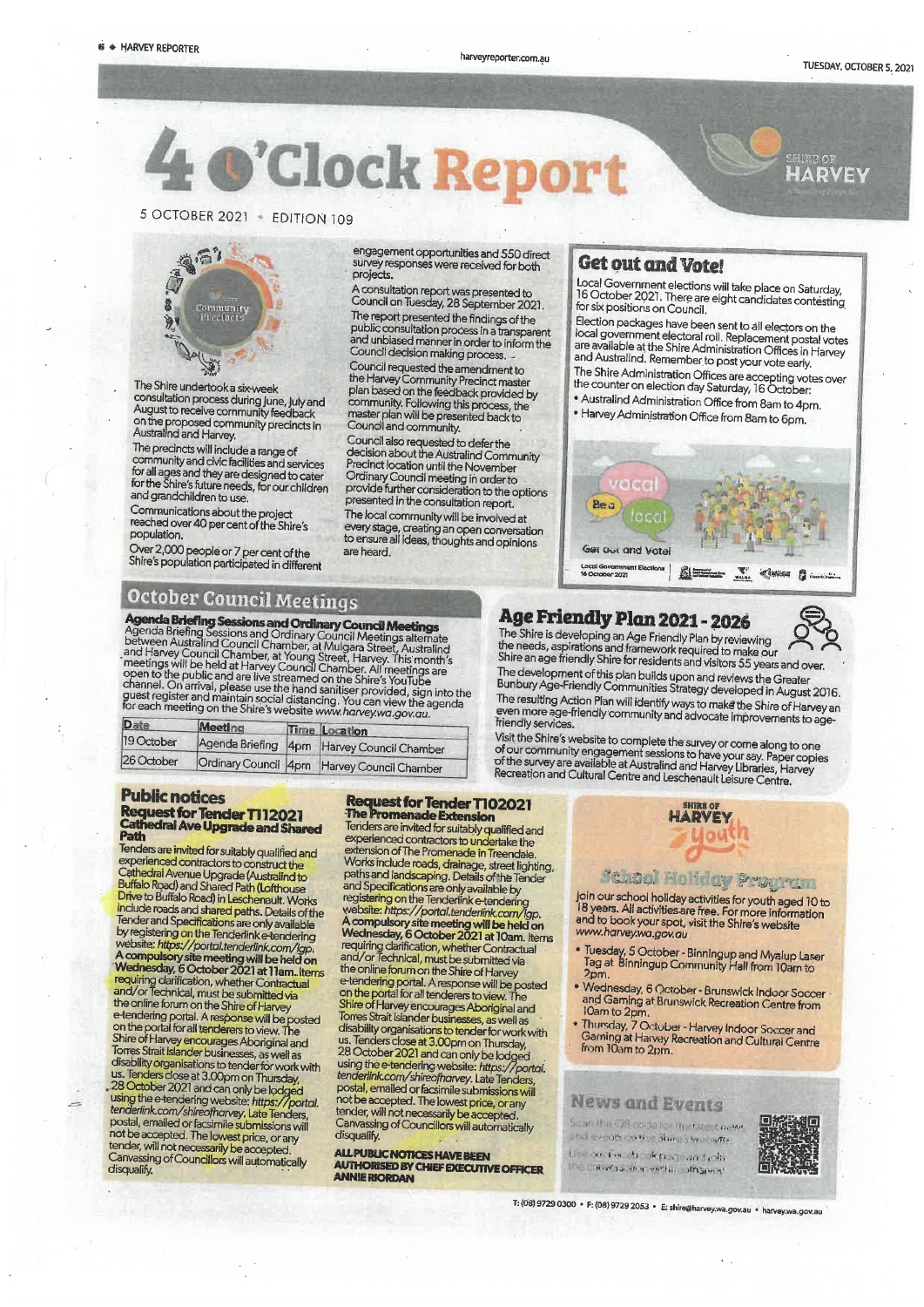# 4 O'Clock Report

5 OCTOBER 2021 • EDITION 109

The Shire undertook a six-week consultation process during June, July and August to receive community feedback on the proposed community precincts in Australind and Harvey.

The precincts will include a range of community and civic facilities and services for all ages and they are designed to cater for the Shire's future needs, for our children and grandchildren to use.

Communications about the project reached over 40 per cent of the Shire's population.

Over 2,000 people or 7 per cent of the Shire's population participated in different engagement opportunities and 550 direct survey responses were received for both projects.

A consultation report was presented to Council on Tuesday, 28 September 2021. The report presented the findings of the public consultation process in a transparent and unbiased manner in order to inform the Council decision making process.

Council requested the amendment to the Harvey Community Precinct master plan based on the feedback provided by community. Following this process, the master plan will be presented back to Council and community.

Council also requested to defer the decision about the Australind Community Precinct location until the November Ordinary Council meeting in order to provide further consideration to the options presented in the consultation report.

The local community will be involved at every stage, creating an open conversation to ensure all ideas, thoughts and opinions are heard.

## Get out and Vote!

Local Government elections will take place on Saturday, 16 October 2021. There are eight candidates contesting for six positions on Council.

Election packages have been sent to all electors on the local government electoral roll. Replacement postal votes are available at the Shire Administration Offices in Harvey and Australind. Remember to post your vote early.

The Shire Administration Offices are accepting votes over the counter on election day Saturday, 16 October:

- Australind Administration Office from 8am to 4pm.
- Harvey Administration Office from 8am to 6pm.

## October Council Meetings

**Agenda Briefing Sessions and Ordinary Council Meetings**

Agenda Briefing Sessions and Ordinary Council Meetings alternate between Australind Council Chamber, at Mulgara Street, Australind and Harvey Council Chamber, at Young Street, Harvey. This month's meetings will be held at Harvey Council Chamber. All meetings are open to the public and are live streamed on the Shire's YouTube channel. On arrival, please use the hand sanitiser provided, sign into the guest register and maintain social distancing. You can view the agenda for each meeting on the Shire's website *www.harvey.wa.gov.au*.

| Date | Meeting | Time | Location |
|---|---|---|---|
| 19 October | Agenda Briefing | 4pm | Harvey Council Chamber |
| 26 October | Ordinary Council | 4pm | Harvey Council Chamber |

## Age Friendly Plan 2021 - 2026

The Shire is developing an Age Friendly Plan by reviewing the needs, aspirations and framework required to make our Shire an age friendly Shire for residents and visitors 55 years and over.

The development of this plan builds upon and reviews the Greater Bunbury Age-Friendly Communities Strategy developed in August 2016.

The resulting Action Plan will identify ways to make the Shire of Harvey an even more age-friendly community and advocate improvements to age-friendly services.

Visit the Shire's website to complete the survey or come along to one of our community engagement sessions to have your say. Paper copies of the survey are available at Australind and Harvey Libraries, Harvey Recreation and Cultural Centre and Leschenault Leisure Centre.

## Public notices

### Request for Tender T112021 Cathedral Ave Upgrade and Shared Path

Tenders are invited for suitably qualified and experienced contractors to construct the Cathedral Avenue Upgrade (Australind to Buffalo Road) and Shared Path (Lofthouse Drive to Buffalo Road) in Leschenault. Works include roads and shared paths. Details of the Tender and Specifications are only available by registering on the Tenderlink e-tendering website: *https://portal.tenderlink.com/lgp*. **A compulsory site meeting will be held on Wednesday, 6 October 2021 at 11am.** Items requiring clarification, whether Contractual and/or Technical, must be submitted via the online forum on the Shire of Harvey e-tendering portal. A response will be posted on the portal for all tenderers to view. The Shire of Harvey encourages Aboriginal and Torres Strait Islander businesses, as well as disability organisations to tender for work with us. Tenders close at 3.00pm on Thursday, 28 October 2021 and can only be lodged using the e-tendering website: *https://portal.tenderlink.com/shireofharvey*. Late Tenders, postal, emailed or facsimile submissions will not be accepted. The lowest price, or any tender, will not necessarily be accepted. Canvassing of Councillors will automatically disqualify.

### Request for Tender T102021 The Promenade Extension

Tenders are invited for suitably qualified and experienced contractors to undertake the extension of The Promenade in Treendale. Works include roads, drainage, street lighting, paths and landscaping. Details of the Tender and Specifications are only available by registering on the Tenderlink e-tendering website: *https://portal.tenderlink.com/lgp*. **A compulsory site meeting will be held on Wednesday, 6 October 2021 at 10am.** Items requiring clarification, whether Contractual and/or Technical, must be submitted via the online forum on the Shire of Harvey e-tendering portal. A response will be posted on the portal for all tenderers to view. The Shire of Harvey encourages Aboriginal and Torres Strait Islander businesses, as well as disability organisations to tender for work with us. Tenders close at 3.00pm on Thursday, 28 October 2021 and can only be lodged using the e-tendering website: *https://portal.tenderlink.com/shireofharvey*. Late Tenders, postal, emailed or facsimile submissions will not be accepted. The lowest price, or any tender, will not necessarily be accepted. Canvassing of Councillors will automatically disqualify.

**ALL PUBLIC NOTICES HAVE BEEN AUTHORISED BY CHIEF EXECUTIVE OFFICER ANNIE RIORDAN**

## School Holiday Program

Join our school holiday activities for youth aged 10 to 18 years. All activities are free. For more information and to book your spot, visit the Shire's website *www.harvey.wa.gov.au*

- Tuesday, 5 October - Binningup and Myalup Laser Tag at Binningup Community Hall from 10am to 2pm.
- Wednesday, 6 October - Brunswick Indoor Soccer and Gaming at Brunswick Recreation Centre from 10am to 2pm.
- Thursday, 7 October - Harvey Indoor Soccer and Gaming at Harvey Recreation and Cultural Centre from 10am to 2pm.

## News and Events

Scan the QR code for the latest news and events on the Shire's website.

Like our Facebook page and join the conversation @shireofharvey

T: (08) 9729 0300 • F: (08) 9729 2053 • E: shire@harvey.wa.gov.au • harvey.wa.gov.au